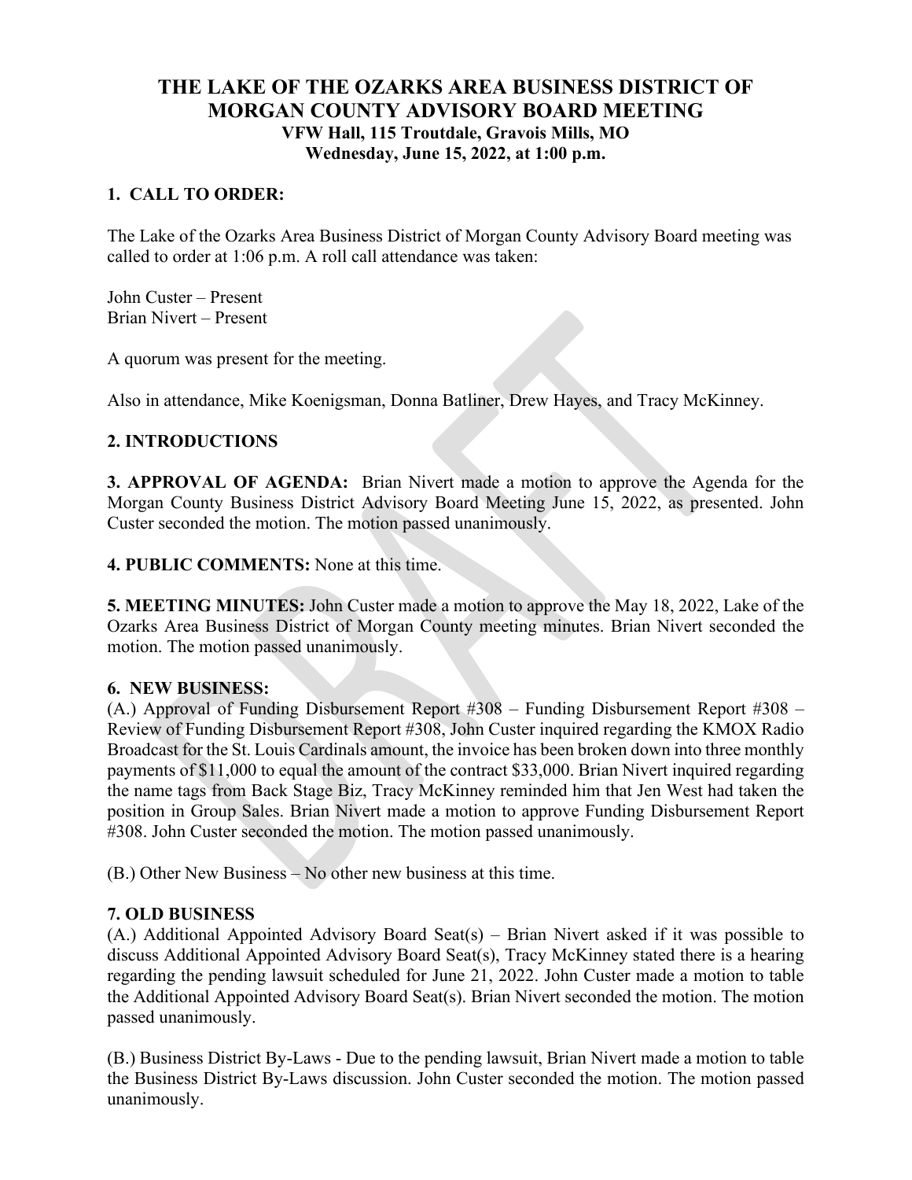# THE LAKE OF THE OZARKS AREA BUSINESS DISTRICT OF MORGAN COUNTY ADVISORY BOARD MEETING

**VFW Hall, 115 Troutdale, Gravois Mills, MO**
**Wednesday, June 15, 2022, at 1:00 p.m.**

## 1. CALL TO ORDER:

The Lake of the Ozarks Area Business District of Morgan County Advisory Board meeting was called to order at 1:06 p.m. A roll call attendance was taken:

John Custer – Present
Brian Nivert – Present

A quorum was present for the meeting.

Also in attendance, Mike Koenigsman, Donna Batliner, Drew Hayes, and Tracy McKinney.

## 2. INTRODUCTIONS

**3. APPROVAL OF AGENDA:** Brian Nivert made a motion to approve the Agenda for the Morgan County Business District Advisory Board Meeting June 15, 2022, as presented. John Custer seconded the motion. The motion passed unanimously.

**4. PUBLIC COMMENTS:** None at this time.

**5. MEETING MINUTES:** John Custer made a motion to approve the May 18, 2022, Lake of the Ozarks Area Business District of Morgan County meeting minutes. Brian Nivert seconded the motion. The motion passed unanimously.

## 6. NEW BUSINESS:

(A.) Approval of Funding Disbursement Report #308 – Funding Disbursement Report #308 – Review of Funding Disbursement Report #308, John Custer inquired regarding the KMOX Radio Broadcast for the St. Louis Cardinals amount, the invoice has been broken down into three monthly payments of $11,000 to equal the amount of the contract $33,000. Brian Nivert inquired regarding the name tags from Back Stage Biz, Tracy McKinney reminded him that Jen West had taken the position in Group Sales. Brian Nivert made a motion to approve Funding Disbursement Report #308. John Custer seconded the motion. The motion passed unanimously.

(B.) Other New Business – No other new business at this time.

## 7. OLD BUSINESS

(A.) Additional Appointed Advisory Board Seat(s) – Brian Nivert asked if it was possible to discuss Additional Appointed Advisory Board Seat(s), Tracy McKinney stated there is a hearing regarding the pending lawsuit scheduled for June 21, 2022. John Custer made a motion to table the Additional Appointed Advisory Board Seat(s). Brian Nivert seconded the motion. The motion passed unanimously.

(B.) Business District By-Laws - Due to the pending lawsuit, Brian Nivert made a motion to table the Business District By-Laws discussion. John Custer seconded the motion. The motion passed unanimously.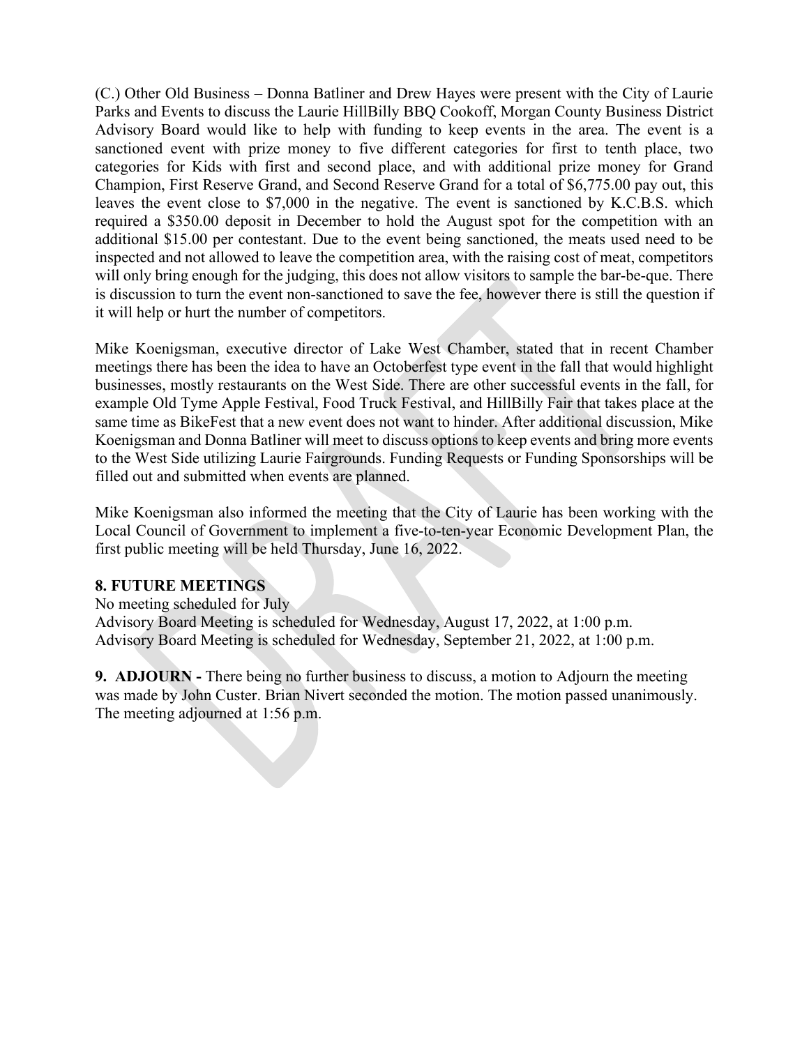(C.) Other Old Business – Donna Batliner and Drew Hayes were present with the City of Laurie Parks and Events to discuss the Laurie HillBilly BBQ Cookoff, Morgan County Business District Advisory Board would like to help with funding to keep events in the area. The event is a sanctioned event with prize money to five different categories for first to tenth place, two categories for Kids with first and second place, and with additional prize money for Grand Champion, First Reserve Grand, and Second Reserve Grand for a total of $6,775.00 pay out, this leaves the event close to $7,000 in the negative. The event is sanctioned by K.C.B.S. which required a $350.00 deposit in December to hold the August spot for the competition with an additional $15.00 per contestant. Due to the event being sanctioned, the meats used need to be inspected and not allowed to leave the competition area, with the raising cost of meat, competitors will only bring enough for the judging, this does not allow visitors to sample the bar-be-que. There is discussion to turn the event non-sanctioned to save the fee, however there is still the question if it will help or hurt the number of competitors.

Mike Koenigsman, executive director of Lake West Chamber, stated that in recent Chamber meetings there has been the idea to have an Octoberfest type event in the fall that would highlight businesses, mostly restaurants on the West Side. There are other successful events in the fall, for example Old Tyme Apple Festival, Food Truck Festival, and HillBilly Fair that takes place at the same time as BikeFest that a new event does not want to hinder. After additional discussion, Mike Koenigsman and Donna Batliner will meet to discuss options to keep events and bring more events to the West Side utilizing Laurie Fairgrounds. Funding Requests or Funding Sponsorships will be filled out and submitted when events are planned.

Mike Koenigsman also informed the meeting that the City of Laurie has been working with the Local Council of Government to implement a five-to-ten-year Economic Development Plan, the first public meeting will be held Thursday, June 16, 2022.

**8. FUTURE MEETINGS**

No meeting scheduled for July
Advisory Board Meeting is scheduled for Wednesday, August 17, 2022, at 1:00 p.m.
Advisory Board Meeting is scheduled for Wednesday, September 21, 2022, at 1:00 p.m.

**9. ADJOURN -** There being no further business to discuss, a motion to Adjourn the meeting was made by John Custer. Brian Nivert seconded the motion. The motion passed unanimously. The meeting adjourned at 1:56 p.m.